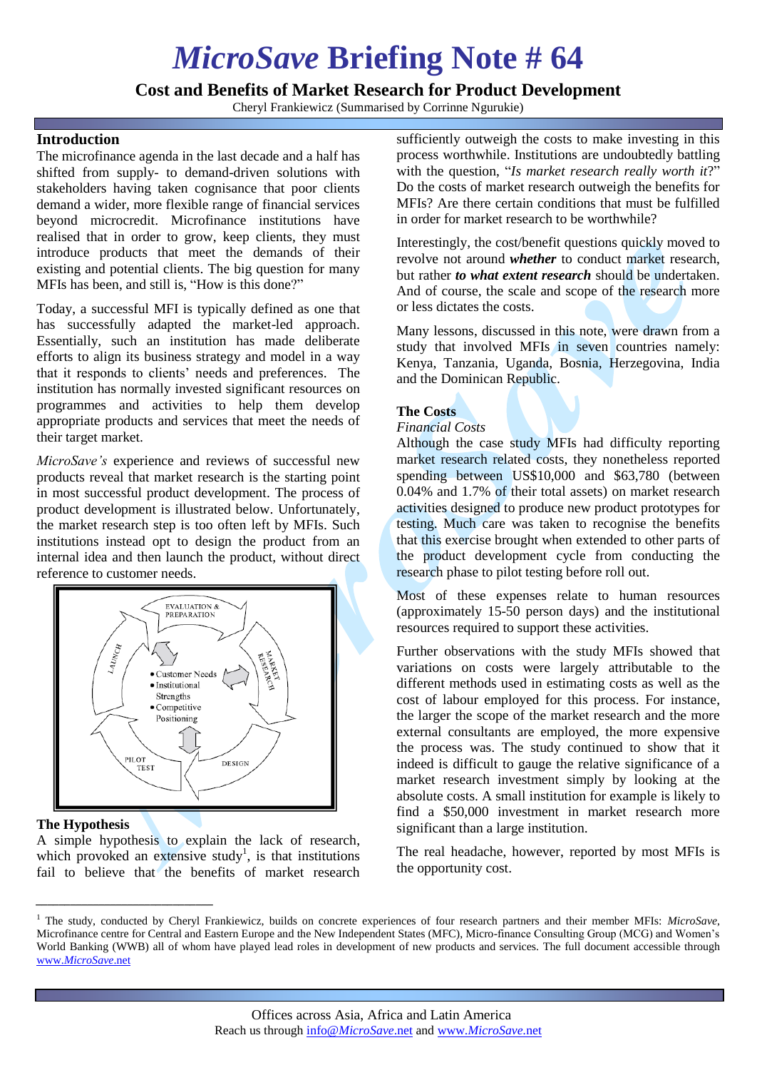# *MicroSave* Briefing Note # 64

## Cost and Benefits of Market Research for Product Development

Cheryl Frankiewicz (Summarised by Corrinne Ngurukie)

### Introduction

The microfinance agenda in the last decade and a half has shifted from supply- to demand-driven solutions with stakeholders having taken cognisance that poor clients demand a wider, more flexible range of financial services beyond microcredit. Microfinance institutions have realised that in order to grow, keep clients, they must introduce products that meet the demands of their existing and potential clients. The big question for many MFIs has been, and still is, "How is this done?"

Today, a successful MFI is typically defined as one that has successfully adapted the market-led approach. Essentially, such an institution has made deliberate efforts to align its business strategy and model in a way that it responds to clients' needs and preferences. The institution has normally invested significant resources on programmes and activities to help them develop appropriate products and services that meet the needs of their target market.

*MicroSave's* experience and reviews of successful new products reveal that market research is the starting point in most successful product development. The process of product development is illustrated below. Unfortunately, the market research step is too often left by MFIs. Such institutions instead opt to design the product from an internal idea and then launch the product, without direct reference to customer needs.

EVALUATION & PREPARATION → MARKET RESEARCH → DESIGN → PILOT TEST → LAUNCH

- Customer Needs
- Institutional Strengths
- Competitive Positioning

### The Hypothesis

A simple hypothesis to explain the lack of research, which provoked an extensive study[1], is that institutions fail to believe that the benefits of market research sufficiently outweigh the costs to make investing in this process worthwhile. Institutions are undoubtedly battling with the question, "*Is market research really worth it*?" Do the costs of market research outweigh the benefits for MFIs? Are there certain conditions that must be fulfilled in order for market research to be worthwhile?

Interestingly, the cost/benefit questions quickly moved to revolve not around ***whether*** to conduct market research, but rather ***to what extent research*** should be undertaken. And of course, the scale and scope of the research more or less dictates the costs.

Many lessons, discussed in this note, were drawn from a study that involved MFIs in seven countries namely: Kenya, Tanzania, Uganda, Bosnia, Herzegovina, India and the Dominican Republic.

### The Costs

*Financial Costs*

Although the case study MFIs had difficulty reporting market research related costs, they nonetheless reported spending between US$10,000 and $63,780 (between 0.04% and 1.7% of their total assets) on market research activities designed to produce new product prototypes for testing. Much care was taken to recognise the benefits that this exercise brought when extended to other parts of the product development cycle from conducting the research phase to pilot testing before roll out.

Most of these expenses relate to human resources (approximately 15-50 person days) and the institutional resources required to support these activities.

Further observations with the study MFIs showed that variations on costs were largely attributable to the different methods used in estimating costs as well as the cost of labour employed for this process. For instance, the larger the scope of the market research and the more external consultants are employed, the more expensive the process was. The study continued to show that it indeed is difficult to gauge the relative significance of a market research investment simply by looking at the absolute costs. A small institution for example is likely to find a $50,000 investment in market research more significant than a large institution.

The real headache, however, reported by most MFIs is the opportunity cost.

---

[1] The study, conducted by Cheryl Frankiewicz, builds on concrete experiences of four research partners and their member MFIs: *MicroSave*, Microfinance centre for Central and Eastern Europe and the New Independent States (MFC), Micro-finance Consulting Group (MCG) and Women's World Banking (WWB) all of whom have played lead roles in development of new products and services. The full document accessible through www.*MicroSave*.net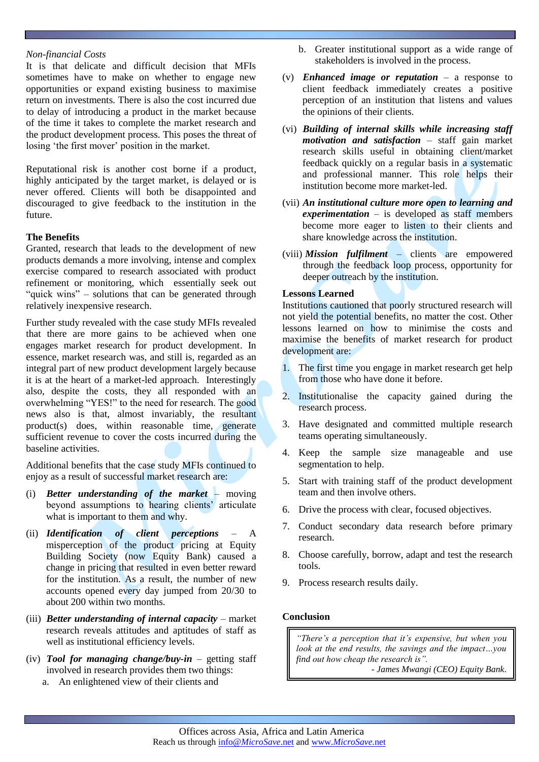*Non-financial Costs*

It is that delicate and difficult decision that MFIs sometimes have to make on whether to engage new opportunities or expand existing business to maximise return on investments. There is also the cost incurred due to delay of introducing a product in the market because of the time it takes to complete the market research and the product development process. This poses the threat of losing 'the first mover' position in the market.

Reputational risk is another cost borne if a product, highly anticipated by the target market, is delayed or is never offered. Clients will both be disappointed and discouraged to give feedback to the institution in the future.

**The Benefits**

Granted, research that leads to the development of new products demands a more involving, intense and complex exercise compared to research associated with product refinement or monitoring, which essentially seek out "quick wins" – solutions that can be generated through relatively inexpensive research.

Further study revealed with the case study MFIs revealed that there are more gains to be achieved when one engages market research for product development. In essence, market research was, and still is, regarded as an integral part of new product development largely because it is at the heart of a market-led approach. Interestingly also, despite the costs, they all responded with an overwhelming "YES!" to the need for research. The good news also is that, almost invariably, the resultant product(s) does, within reasonable time, generate sufficient revenue to cover the costs incurred during the baseline activities.

Additional benefits that the case study MFIs continued to enjoy as a result of successful market research are:

(i) ***Better understanding of the market*** – moving beyond assumptions to hearing clients' articulate what is important to them and why.

(ii) ***Identification of client perceptions*** – A misperception of the product pricing at Equity Building Society (now Equity Bank) caused a change in pricing that resulted in even better reward for the institution. As a result, the number of new accounts opened every day jumped from 20/30 to about 200 within two months.

(iii) ***Better understanding of internal capacity*** – market research reveals attitudes and aptitudes of staff as well as institutional efficiency levels.

(iv) ***Tool for managing change/buy-in*** – getting staff involved in research provides them two things:
   a. An enlightened view of their clients and
   b. Greater institutional support as a wide range of stakeholders is involved in the process.

(v) ***Enhanced image or reputation*** – a response to client feedback immediately creates a positive perception of an institution that listens and values the opinions of their clients.

(vi) ***Building of internal skills while increasing staff motivation and satisfaction*** – staff gain market research skills useful in obtaining client/market feedback quickly on a regular basis in a systematic and professional manner. This role helps their institution become more market-led.

(vii) ***An institutional culture more open to learning and experimentation*** – is developed as staff members become more eager to listen to their clients and share knowledge across the institution.

(viii) ***Mission fulfilment*** – clients are empowered through the feedback loop process, opportunity for deeper outreach by the institution.

**Lessons Learned**

Institutions cautioned that poorly structured research will not yield the potential benefits, no matter the cost. Other lessons learned on how to minimise the costs and maximise the benefits of market research for product development are:

1. The first time you engage in market research get help from those who have done it before.
2. Institutionalise the capacity gained during the research process.
3. Have designated and committed multiple research teams operating simultaneously.
4. Keep the sample size manageable and use segmentation to help.
5. Start with training staff of the product development team and then involve others.
6. Drive the process with clear, focused objectives.
7. Conduct secondary data research before primary research.
8. Choose carefully, borrow, adapt and test the research tools.
9. Process research results daily.

**Conclusion**

> *"There's a perception that it's expensive, but when you look at the end results, the savings and the impact…you find out how cheap the research is".*
>
> *- James Mwangi (CEO) Equity Bank.*

Offices across Asia, Africa and Latin America
Reach us through info@*MicroSave*.net and www.*MicroSave*.net